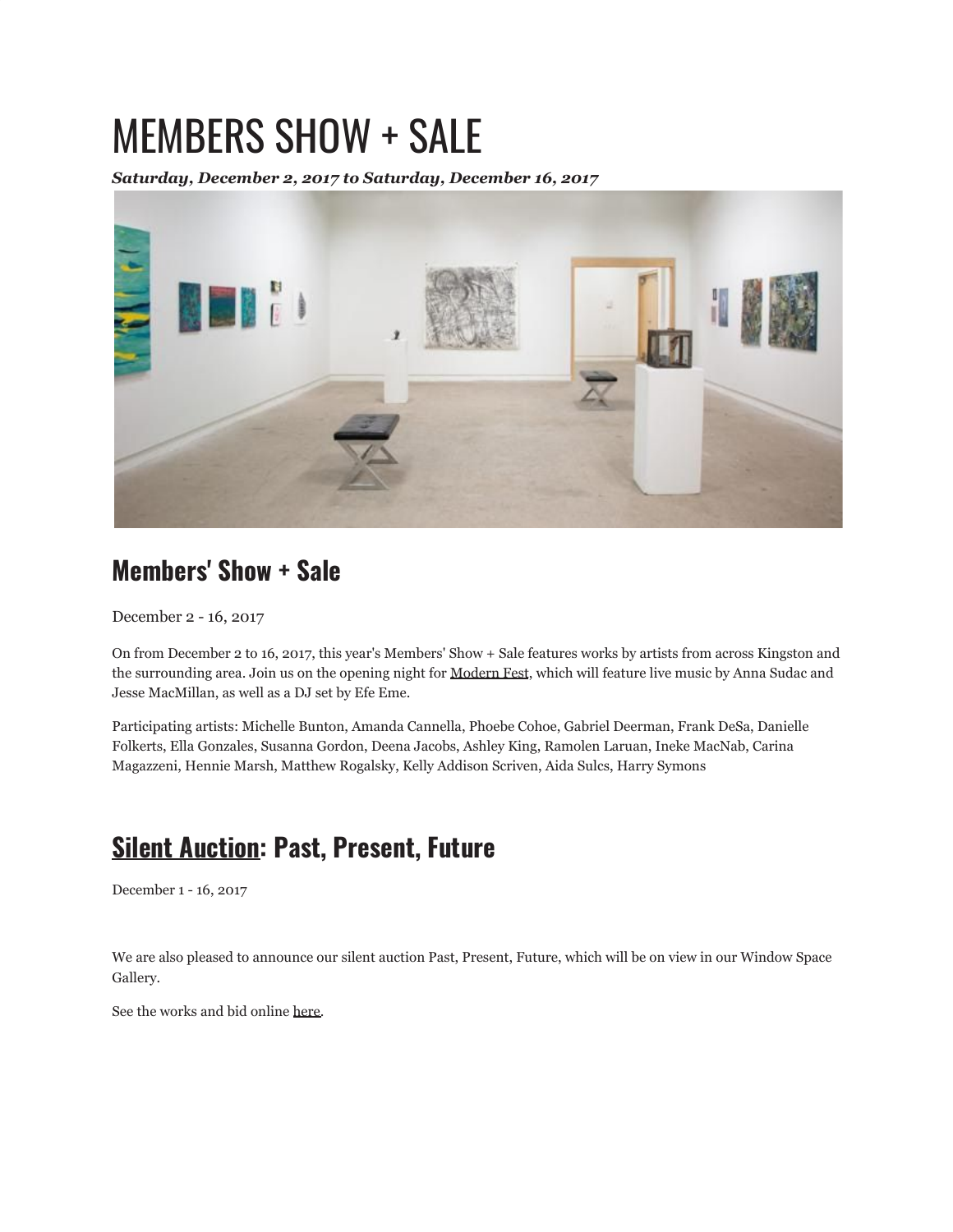# MEMBERS SHOW + SALE

***Saturday, December 2, 2017 to Saturday, December 16, 2017***

## Members' Show + Sale

December 2 - 16, 2017

On from December 2 to 16, 2017, this year's Members' Show + Sale features works by artists from across Kingston and the surrounding area. Join us on the opening night for Modern Fest, which will feature live music by Anna Sudac and Jesse MacMillan, as well as a DJ set by Efe Eme.

Participating artists: Michelle Bunton, Amanda Cannella, Phoebe Cohoe, Gabriel Deerman, Frank DeSa, Danielle Folkerts, Ella Gonzales, Susanna Gordon, Deena Jacobs, Ashley King, Ramolen Laruan, Ineke MacNab, Carina Magazzeni, Hennie Marsh, Matthew Rogalsky, Kelly Addison Scriven, Aida Sulcs, Harry Symons

## Silent Auction: Past, Present, Future

December 1 - 16, 2017

We are also pleased to announce our silent auction Past, Present, Future, which will be on view in our Window Space Gallery.

See the works and bid online here.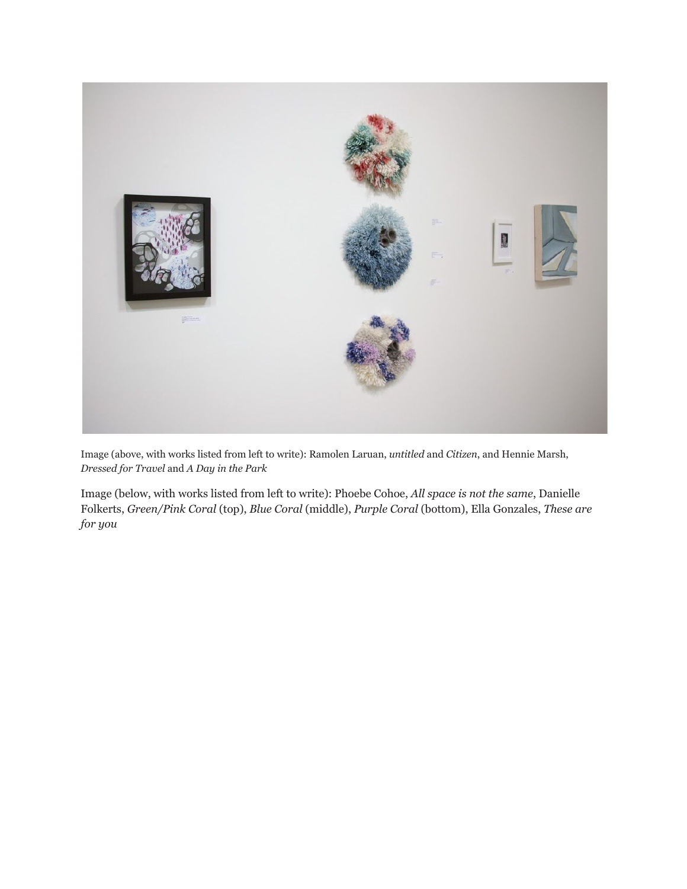Image (above, with works listed from left to write): Ramolen Laruan, *untitled* and *Citizen*, and Hennie Marsh, *Dressed for Travel* and *A Day in the Park*

Image (below, with works listed from left to write): Phoebe Cohoe, *All space is not the same*, Danielle Folkerts, *Green/Pink Coral* (top), *Blue Coral* (middle), *Purple Coral* (bottom), Ella Gonzales, *These are for you*